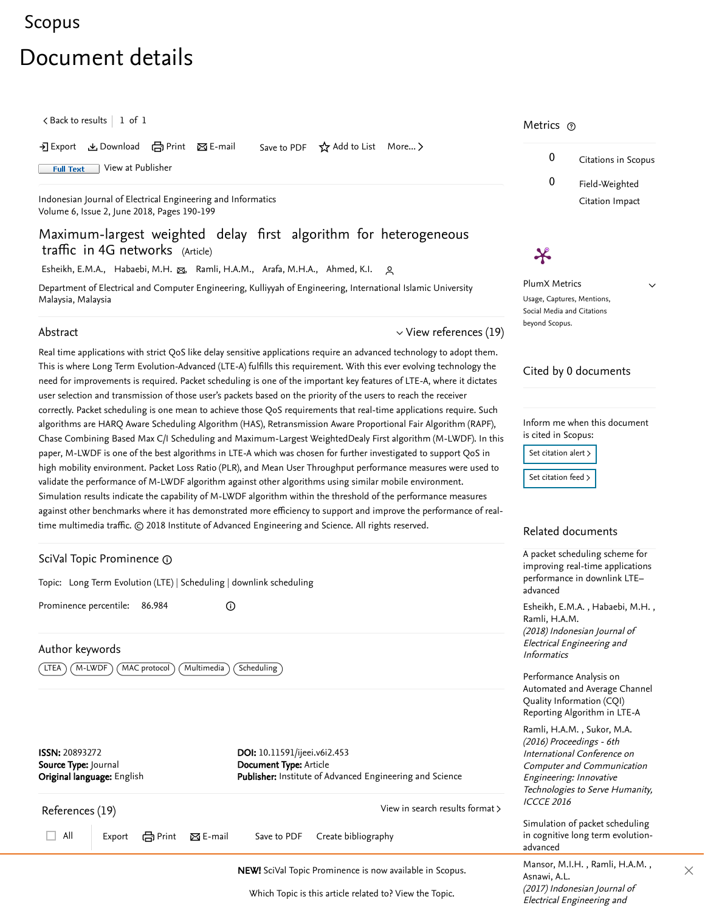Scopus

# Document details

Back to results | 1 of 1

Export | Download | Print | E-mail | Save to PDF | Add to List | More...

Full Text | View at Publisher

Indonesian Journal of Electrical Engineering and Informatics
Volume 6, Issue 2, June 2018, Pages 190-199

## Maximum-largest weighted delay first algorithm for heterogeneous traffic in 4G networks (Article)

Esheikh, E.M.A., Habaebi, M.H., Ramli, H.A.M., Arafa, M.H.A., Ahmed, K.I.

Department of Electrical and Computer Engineering, Kulliyyah of Engineering, International Islamic University Malaysia, Malaysia

### Abstract

View references (19)

Real time applications with strict QoS like delay sensitive applications require an advanced technology to adopt them. This is where Long Term Evolution-Advanced (LTE-A) fulfills this requirement. With this ever evolving technology the need for improvements is required. Packet scheduling is one of the important key features of LTE-A, where it dictates user selection and transmission of those user's packets based on the priority of the users to reach the receiver correctly. Packet scheduling is one mean to achieve those QoS requirements that real-time applications require. Such algorithms are HARQ Aware Scheduling Algorithm (HAS), Retransmission Aware Proportional Fair Algorithm (RAPF), Chase Combining Based Max C/I Scheduling and Maximum-Largest WeightedDealy First algorithm (M-LWDF). In this paper, M-LWDF is one of the best algorithms in LTE-A which was chosen for further investigated to support QoS in high mobility environment. Packet Loss Ratio (PLR), and Mean User Throughput performance measures were used to validate the performance of M-LWDF algorithm against other algorithms using similar mobile environment. Simulation results indicate the capability of M-LWDF algorithm within the threshold of the performance measures against other benchmarks where it has demonstrated more efficiency to support and improve the performance of real-time multimedia traffic. © 2018 Institute of Advanced Engineering and Science. All rights reserved.

### SciVal Topic Prominence

Topic: Long Term Evolution (LTE) | Scheduling | downlink scheduling

Prominence percentile: 86.984

### Author keywords

LTEA | M-LWDF | MAC protocol | Multimedia | Scheduling

**ISSN:** 20893272
**Source Type:** Journal
**Original language:** English

**DOI:** 10.11591/ijeei.v6i2.453
**Document Type:** Article
**Publisher:** Institute of Advanced Engineering and Science

### References (19)

View in search results format

All | Export | Print | E-mail | Save to PDF | Create bibliography

### Metrics

0 Citations in Scopus

0 Field-Weighted Citation Impact

PlumX Metrics

Usage, Captures, Mentions, Social Media and Citations beyond Scopus.

### Cited by 0 documents

Inform me when this document is cited in Scopus:

Set citation alert

Set citation feed

### Related documents

A packet scheduling scheme for improving real-time applications performance in downlink LTE–advanced

Esheikh, E.M.A. , Habaebi, M.H. , Ramli, H.A.M.
*(2018) Indonesian Journal of Electrical Engineering and Informatics*

Performance Analysis on Automated and Average Channel Quality Information (CQI) Reporting Algorithm in LTE-A

Ramli, H.A.M. , Sukor, M.A.
*(2016) Proceedings - 6th International Conference on Computer and Communication Engineering: Innovative Technologies to Serve Humanity, ICCCE 2016*

Simulation of packet scheduling in cognitive long term evolution-advanced

Mansor, M.I.H. , Ramli, H.A.M. , Asnawi, A.L.
*(2017) Indonesian Journal of Electrical Engineering and*

**NEW!** SciVal Topic Prominence is now available in Scopus.

Which Topic is this article related to? View the Topic.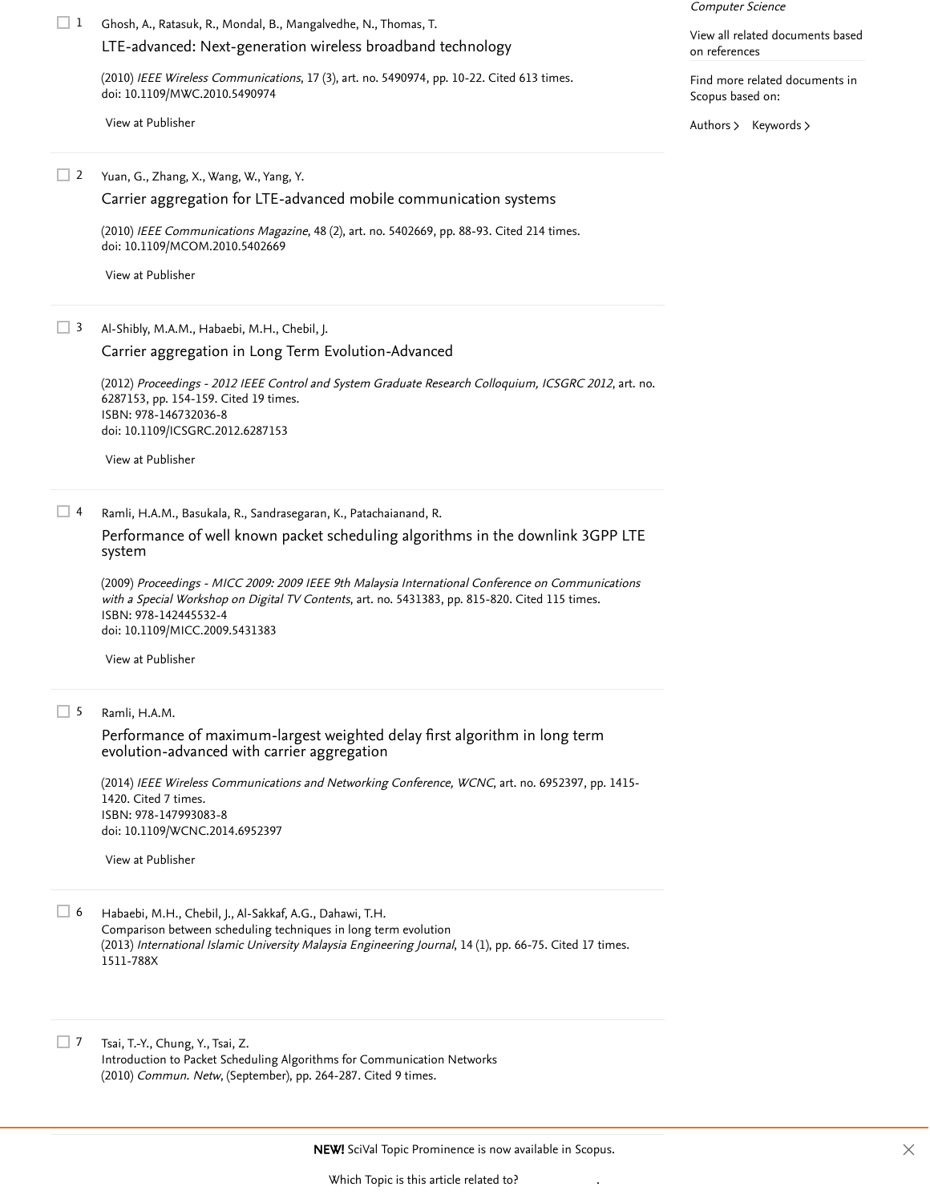1 Ghosh, A., Ratasuk, R., Mondal, B., Mangalvedhe, N., Thomas, T.

LTE-advanced: Next-generation wireless broadband technology

(2010) *IEEE Wireless Communications*, 17 (3), art. no. 5490974, pp. 10-22. Cited 613 times.
doi: 10.1109/MWC.2010.5490974

View at Publisher

2 Yuan, G., Zhang, X., Wang, W., Yang, Y.

Carrier aggregation for LTE-advanced mobile communication systems

(2010) *IEEE Communications Magazine*, 48 (2), art. no. 5402669, pp. 88-93. Cited 214 times.
doi: 10.1109/MCOM.2010.5402669

View at Publisher

3 Al-Shibly, M.A.M., Habaebi, M.H., Chebil, J.

Carrier aggregation in Long Term Evolution-Advanced

(2012) *Proceedings - 2012 IEEE Control and System Graduate Research Colloquium, ICSGRC 2012*, art. no. 6287153, pp. 154-159. Cited 19 times.
ISBN: 978-146732036-8
doi: 10.1109/ICSGRC.2012.6287153

View at Publisher

4 Ramli, H.A.M., Basukala, R., Sandrasegaran, K., Patachaianand, R.

Performance of well known packet scheduling algorithms in the downlink 3GPP LTE system

(2009) *Proceedings - MICC 2009: 2009 IEEE 9th Malaysia International Conference on Communications with a Special Workshop on Digital TV Contents*, art. no. 5431383, pp. 815-820. Cited 115 times.
ISBN: 978-142445532-4
doi: 10.1109/MICC.2009.5431383

View at Publisher

5 Ramli, H.A.M.

Performance of maximum-largest weighted delay first algorithm in long term evolution-advanced with carrier aggregation

(2014) *IEEE Wireless Communications and Networking Conference, WCNC*, art. no. 6952397, pp. 1415-1420. Cited 7 times.
ISBN: 978-147993083-8
doi: 10.1109/WCNC.2014.6952397

View at Publisher

6 Habaebi, M.H., Chebil, J., Al-Sakkaf, A.G., Dahawi, T.H.
Comparison between scheduling techniques in long term evolution
(2013) *International Islamic University Malaysia Engineering Journal*, 14 (1), pp. 66-75. Cited 17 times.
1511-788X

7 Tsai, T.-Y., Chung, Y., Tsai, Z.
Introduction to Packet Scheduling Algorithms for Communication Networks
(2010) *Commun. Netw*, (September), pp. 264-287. Cited 9 times.

*Computer Science*

View all related documents based on references

Find more related documents in Scopus based on:

Authors > Keywords >

**NEW!** SciVal Topic Prominence is now available in Scopus.

Which Topic is this article related to?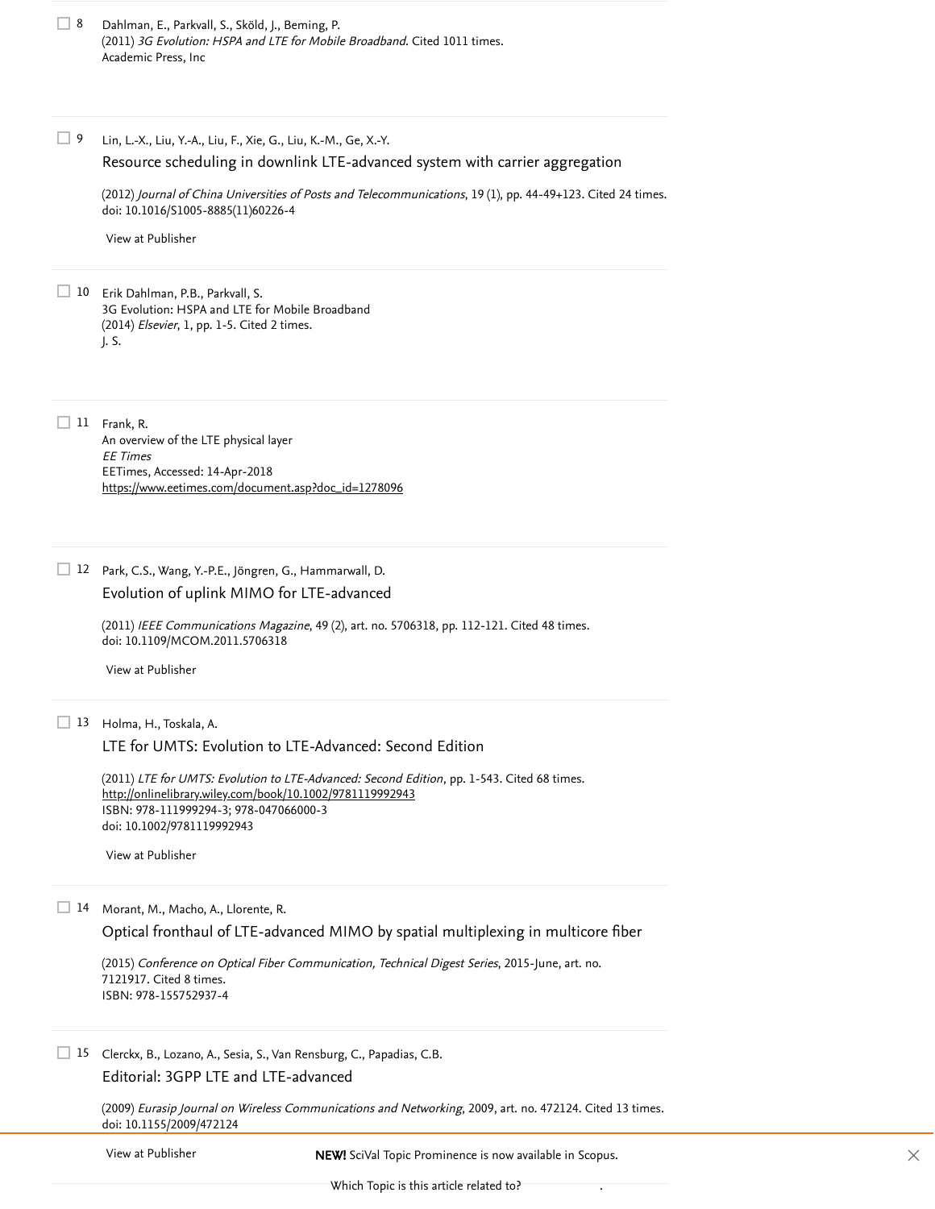8 Dahlman, E., Parkvall, S., Sköld, J., Beming, P.
(2011) *3G Evolution: HSPA and LTE for Mobile Broadband*. Cited 1011 times.
Academic Press, Inc

9 Lin, L.-X., Liu, Y.-A., Liu, F., Xie, G., Liu, K.-M., Ge, X.-Y.
Resource scheduling in downlink LTE-advanced system with carrier aggregation

(2012) *Journal of China Universities of Posts and Telecommunications*, 19 (1), pp. 44-49+123. Cited 24 times.
doi: 10.1016/S1005-8885(11)60226-4

View at Publisher

10 Erik Dahlman, P.B., Parkvall, S.
3G Evolution: HSPA and LTE for Mobile Broadband
(2014) *Elsevier*, 1, pp. 1-5. Cited 2 times.
J. S.

11 Frank, R.
An overview of the LTE physical layer
*EE Times*
EETimes, Accessed: 14-Apr-2018
https://www.eetimes.com/document.asp?doc_id=1278096

12 Park, C.S., Wang, Y.-P.E., Jöngren, G., Hammarwall, D.
Evolution of uplink MIMO for LTE-advanced

(2011) *IEEE Communications Magazine*, 49 (2), art. no. 5706318, pp. 112-121. Cited 48 times.
doi: 10.1109/MCOM.2011.5706318

View at Publisher

13 Holma, H., Toskala, A.
LTE for UMTS: Evolution to LTE-Advanced: Second Edition

(2011) *LTE for UMTS: Evolution to LTE-Advanced: Second Edition*, pp. 1-543. Cited 68 times.
http://onlinelibrary.wiley.com/book/10.1002/9781119992943
ISBN: 978-111999294-3; 978-047066000-3
doi: 10.1002/9781119992943

View at Publisher

14 Morant, M., Macho, A., Llorente, R.
Optical fronthaul of LTE-advanced MIMO by spatial multiplexing in multicore fiber

(2015) *Conference on Optical Fiber Communication, Technical Digest Series*, 2015-June, art. no. 7121917. Cited 8 times.
ISBN: 978-155752937-4

15 Clerckx, B., Lozano, A., Sesia, S., Van Rensburg, C., Papadias, C.B.
Editorial: 3GPP LTE and LTE-advanced

(2009) *Eurasip Journal on Wireless Communications and Networking*, 2009, art. no. 472124. Cited 13 times.
doi: 10.1155/2009/472124

View at Publisher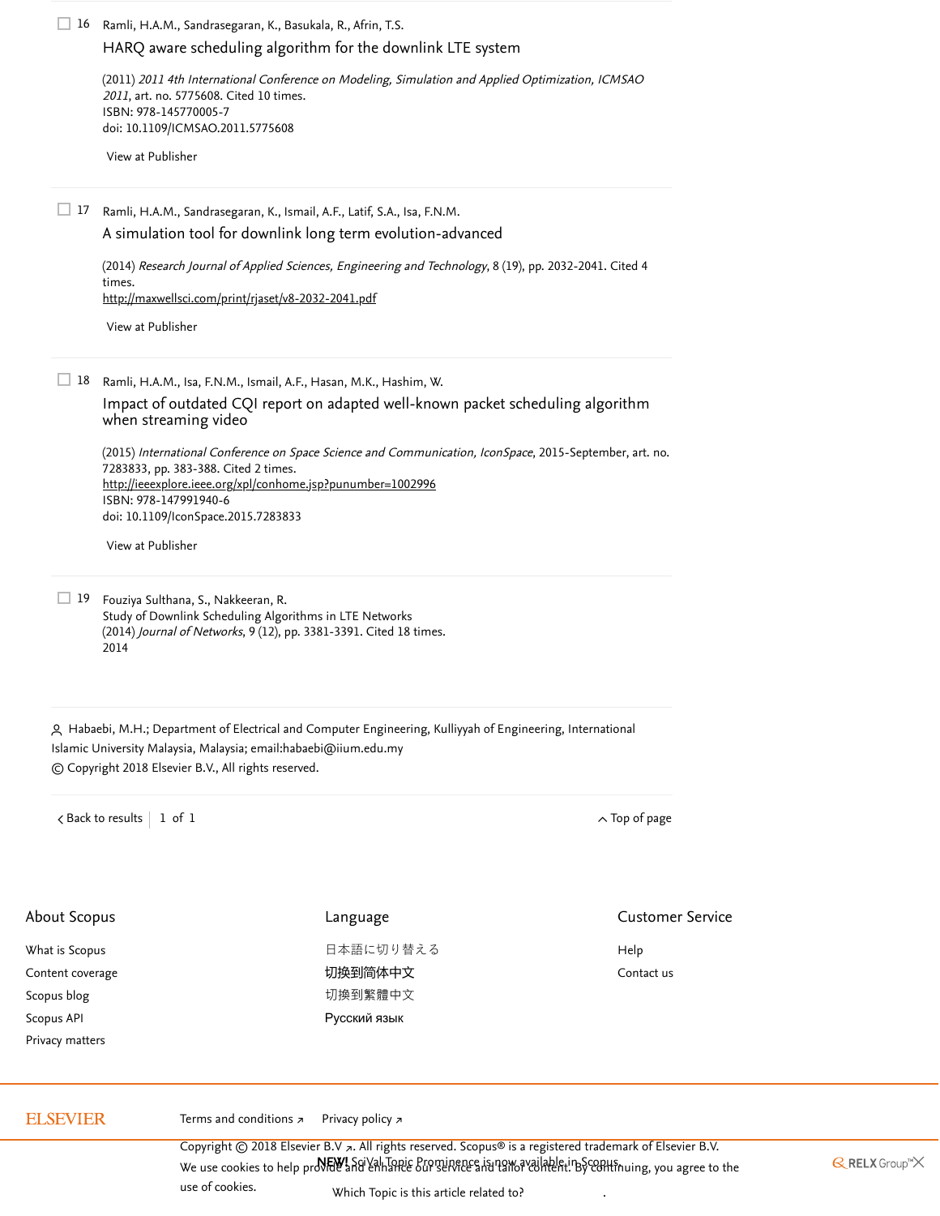16 Ramli, H.A.M., Sandrasegaran, K., Basukala, R., Afrin, T.S.

HARQ aware scheduling algorithm for the downlink LTE system

(2011) *2011 4th International Conference on Modeling, Simulation and Applied Optimization, ICMSAO 2011*, art. no. 5775608. Cited 10 times.
ISBN: 978-145770005-7
doi: 10.1109/ICMSAO.2011.5775608

View at Publisher

17 Ramli, H.A.M., Sandrasegaran, K., Ismail, A.F., Latif, S.A., Isa, F.N.M.

A simulation tool for downlink long term evolution-advanced

(2014) *Research Journal of Applied Sciences, Engineering and Technology*, 8 (19), pp. 2032-2041. Cited 4 times.
http://maxwellsci.com/print/rjaset/v8-2032-2041.pdf

View at Publisher

18 Ramli, H.A.M., Isa, F.N.M., Ismail, A.F., Hasan, M.K., Hashim, W.

Impact of outdated CQI report on adapted well-known packet scheduling algorithm when streaming video

(2015) *International Conference on Space Science and Communication, IconSpace*, 2015-September, art. no. 7283833, pp. 383-388. Cited 2 times.
http://ieeexplore.ieee.org/xpl/conhome.jsp?punumber=1002996
ISBN: 978-147991940-6
doi: 10.1109/IconSpace.2015.7283833

View at Publisher

19 Fouziya Sulthana, S., Nakkeeran, R.

Study of Downlink Scheduling Algorithms in LTE Networks
(2014) *Journal of Networks*, 9 (12), pp. 3381-3391. Cited 18 times.
2014

Habaebi, M.H.; Department of Electrical and Computer Engineering, Kulliyyah of Engineering, International Islamic University Malaysia, Malaysia; email:habaebi@iium.edu.my

© Copyright 2018 Elsevier B.V., All rights reserved.

Back to results | 1 of 1 Top of page

About Scopus

- What is Scopus
- Content coverage
- Scopus blog
- Scopus API
- Privacy matters

Language

- 日本語に切り替える
- 切换到简体中文
- 切換到繁體中文
- Русский язык

Customer Service

- Help
- Contact us

ELSEVIER

Terms and conditions ↗ Privacy policy ↗

Copyright © 2018 Elsevier B.V ↗. All rights reserved. Scopus® is a registered trademark of Elsevier B.V.

We use cookies to help provide and enhance our service and tailor content. By continuing, you agree to the use of cookies.

NEW! SciVal Topic Prominence is now available in Scopus.

Which Topic is this article related to?

RELX Group™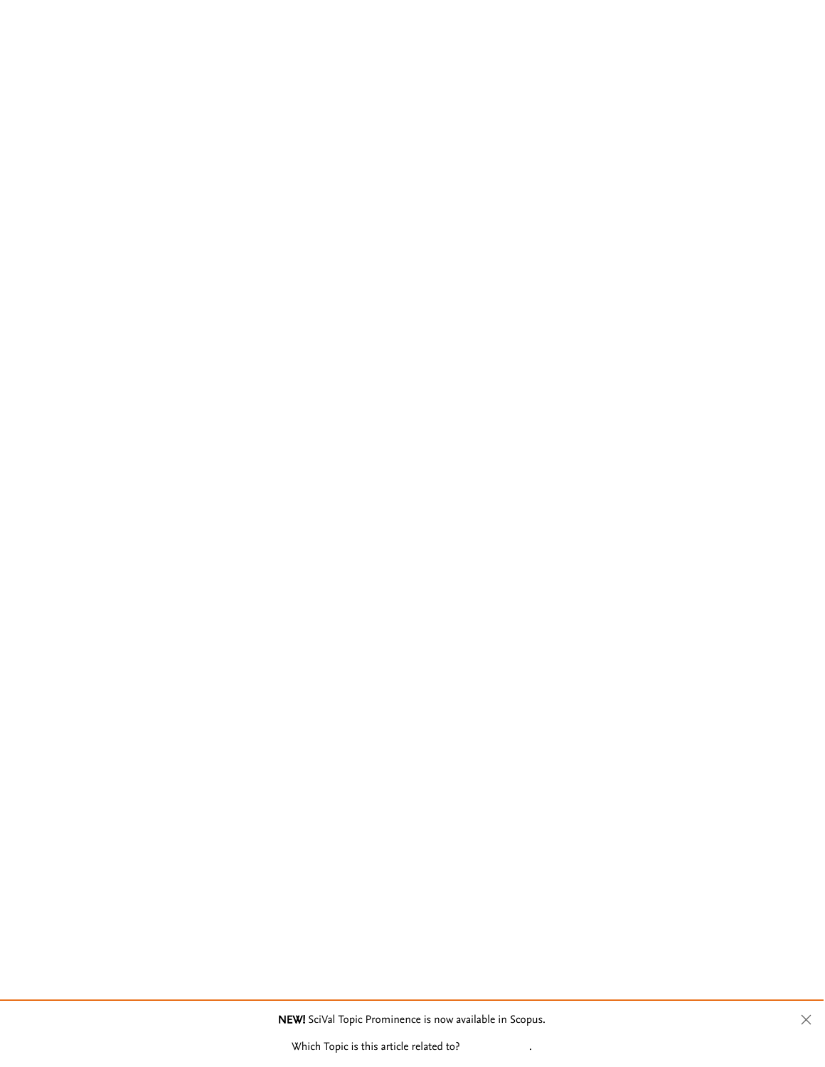**NEW!** SciVal Topic Prominence is now available in Scopus.

Which Topic is this article related to? .